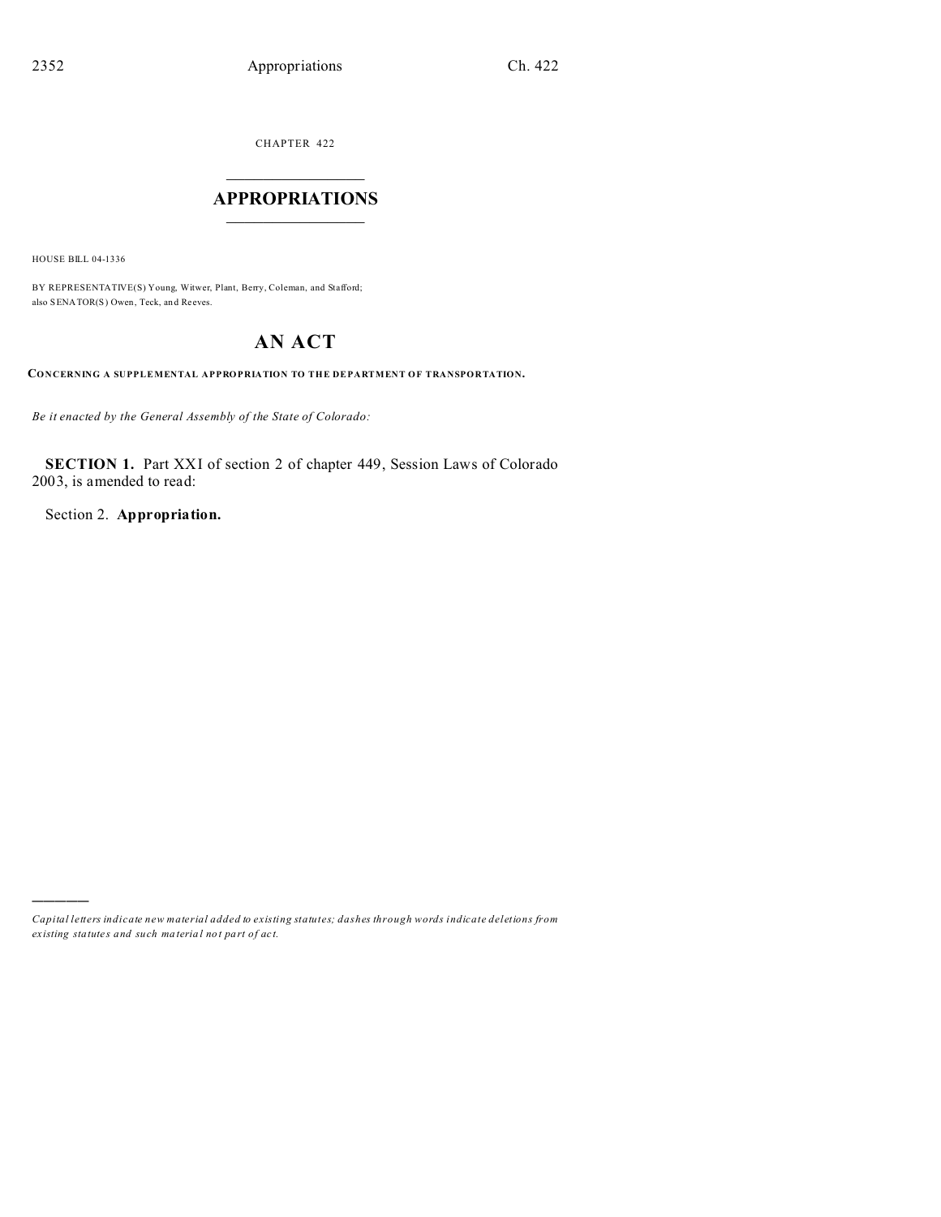CHAPTER 422

# APPROPRIATIONS

HOUSE BILL 04-1336

BY REPRESENTATIVE(S) Young, Witwer, Plant, Berry, Coleman, and Stafford; also SENATOR(S) Owen, Teck, and Reeves.

## AN ACT

**CONCERNING A SUPPLEMENTAL APPROPRIATION TO THE DEPARTMENT OF TRANSPORTATION.**

*Be it enacted by the General Assembly of the State of Colorado:*

**SECTION 1.** Part XXI of section 2 of chapter 449, Session Laws of Colorado 2003, is amended to read:

Section 2. **Appropriation.**

---

*Capital letters indicate new material added to existing statutes; dashes through words indicate deletions from existing statutes and such material not part of act.*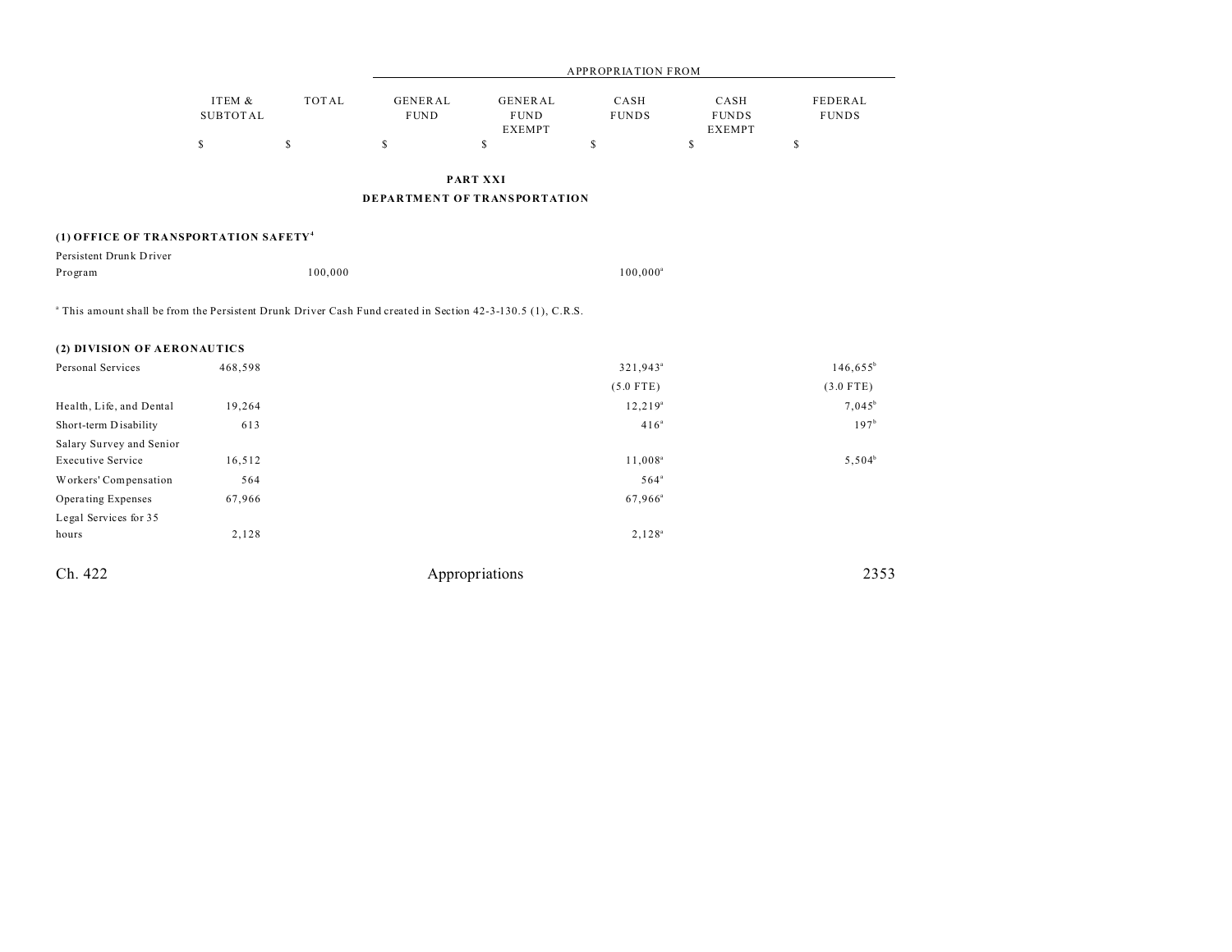| | ITEM & SUBTOTAL | TOTAL | APPROPRIATION FROM GENERAL FUND | GENERAL FUND EXEMPT | CASH FUNDS | CASH FUNDS EXEMPT | FEDERAL FUNDS |
|---|---|---|---|---|---|---|---|
| | $ | $ | $ | $ | $ | $ | $ |

**PART XXI**

**DEPARTMENT OF TRANSPORTATION**

**(1) OFFICE OF TRANSPORTATION SAFETY**[4]

| | ITEM & SUBTOTAL | TOTAL | GENERAL FUND | GENERAL FUND EXEMPT | CASH FUNDS | CASH FUNDS EXEMPT | FEDERAL FUNDS |
|---|---|---|---|---|---|---|---|
| Persistent Drunk Driver Program | | 100,000 | | | 100,000[a] | | |

[a] This amount shall be from the Persistent Drunk Driver Cash Fund created in Section 42-3-130.5 (1), C.R.S.

**(2) DIVISION OF AERONAUTICS**

| | ITEM & SUBTOTAL | TOTAL | GENERAL FUND | GENERAL FUND EXEMPT | CASH FUNDS | CASH FUNDS EXEMPT | FEDERAL FUNDS |
|---|---|---|---|---|---|---|---|
| Personal Services | 468,598 | | | | 321,943[a] | | 146,655[b] |
| | | | | | (5.0 FTE) | | (3.0 FTE) |
| Health, Life, and Dental | 19,264 | | | | 12,219[a] | | 7,045[b] |
| Short-term Disability | 613 | | | | 416[a] | | 197[b] |
| Salary Survey and Senior Executive Service | 16,512 | | | | 11,008[a] | | 5,504[b] |
| Workers' Compensation | 564 | | | | 564[a] | | |
| Operating Expenses | 67,966 | | | | 67,966[a] | | |
| Legal Services for 35 hours | 2,128 | | | | 2,128[a] | | |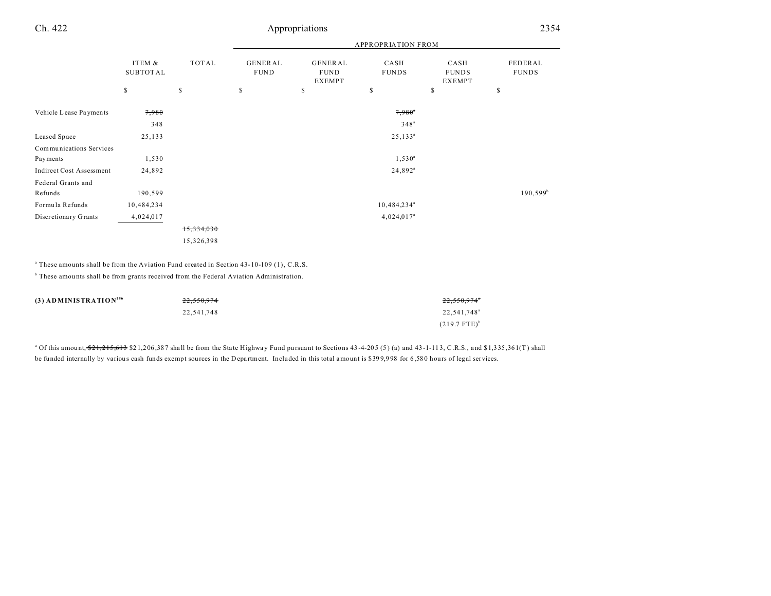| | ITEM & SUBTOTAL | TOTAL | APPROPRIATION FROM GENERAL FUND | GENERAL FUND EXEMPT | CASH FUNDS | CASH FUNDS EXEMPT | FEDERAL FUNDS |
|---|---|---|---|---|---|---|---|
| | $ | $ | $ | $ | $ | $ | $ |
| Vehicle Lease Payments | ~~7,980~~ | | | | ~~7,980~~[a] | | |
| | 348 | | | | 348[a] | | |
| Leased Space | 25,133 | | | | 25,133[a] | | |
| Communications Services Payments | 1,530 | | | | 1,530[a] | | |
| Indirect Cost Assessment | 24,892 | | | | 24,892[a] | | |
| Federal Grants and Refunds | 190,599 | | | | | | 190,599[b] |
| Formula Refunds | 10,484,234 | | | | 10,484,234[a] | | |
| Discretionary Grants | 4,024,017 | | | | 4,024,017[a] | | |
| | | ~~15,334,030~~ | | | | | |
| | | 15,326,398 | | | | | |

[a] These amounts shall be from the Aviation Fund created in Section 43-10-109 (1), C.R.S.

[b] These amounts shall be from grants received from the Federal Aviation Administration.

| | ITEM & SUBTOTAL | TOTAL | GENERAL FUND | GENERAL FUND EXEMPT | CASH FUNDS | CASH FUNDS EXEMPT | FEDERAL FUNDS |
|---|---|---|---|---|---|---|---|
| **(3) ADMINISTRATION**[186] | | ~~22,550,974~~ | | | | ~~22,550,974~~[a] | |
| | | 22,541,748 | | | | 22,541,748[a] | |
| | | | | | | (219.7 FTE)[b] | |

[a] Of this amount, ~~$21,215,613~~ $21,206,387 shall be from the State Highway Fund pursuant to Sections 43-4-205 (5) (a) and 43-1-113, C.R.S., and $1,335,361(T) shall be funded internally by various cash funds exempt sources in the Department. Included in this total amount is $399,998 for 6,580 hours of legal services.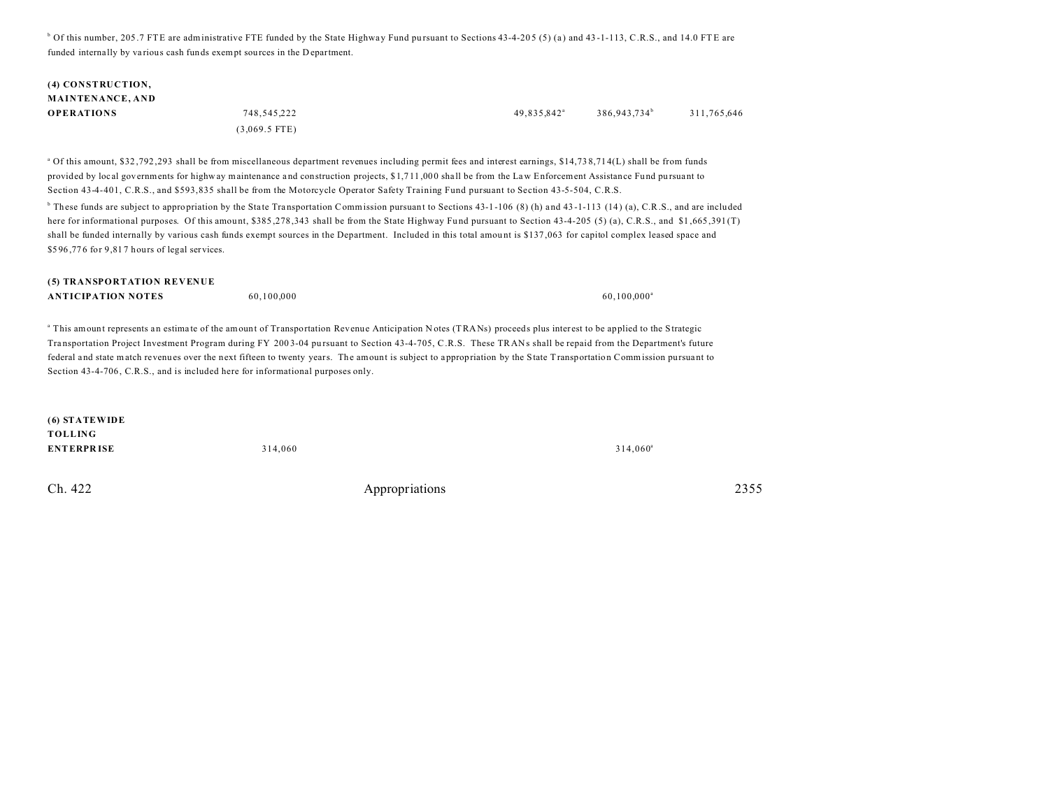[b] Of this number, 205.7 FTE are administrative FTE funded by the State Highway Fund pursuant to Sections 43-4-205 (5) (a) and 43-1-113, C.R.S., and 14.0 FTE are funded internally by various cash funds exempt sources in the Department.

| | | | | | | |
|---|---|---|---|---|---|---|
| **(4) CONSTRUCTION, MAINTENANCE, AND OPERATIONS** | 748,545,222 (3,069.5 FTE) | | | 49,835,842[a] | 386,943,734[b] | 311,765,646 |

[a] Of this amount, $32,792,293 shall be from miscellaneous department revenues including permit fees and interest earnings, $14,738,714(L) shall be from funds provided by local governments for highway maintenance and construction projects, $1,711,000 shall be from the Law Enforcement Assistance Fund pursuant to Section 43-4-401, C.R.S., and $593,835 shall be from the Motorcycle Operator Safety Training Fund pursuant to Section 43-5-504, C.R.S.

[b] These funds are subject to appropriation by the State Transportation Commission pursuant to Sections 43-1-106 (8) (h) and 43-1-113 (14) (a), C.R.S., and are included here for informational purposes. Of this amount, $385,278,343 shall be from the State Highway Fund pursuant to Section 43-4-205 (5) (a), C.R.S., and $1,665,391(T) shall be funded internally by various cash funds exempt sources in the Department. Included in this total amount is $137,063 for capitol complex leased space and $596,776 for 9,817 hours of legal services.

| | | | | | | |
|---|---|---|---|---|---|---|
| **(5) TRANSPORTATION REVENUE ANTICIPATION NOTES** | 60,100,000 | | | | 60,100,000[a] | |

[a] This amount represents an estimate of the amount of Transportation Revenue Anticipation Notes (TRANs) proceeds plus interest to be applied to the Strategic Transportation Project Investment Program during FY 2003-04 pursuant to Section 43-4-705, C.R.S. These TRANs shall be repaid from the Department's future federal and state match revenues over the next fifteen to twenty years. The amount is subject to appropriation by the State Transportation Commission pursuant to Section 43-4-706, C.R.S., and is included here for informational purposes only.

| | | | | | | |
|---|---|---|---|---|---|---|
| **(6) STATEWIDE TOLLING ENTERPRISE** | 314,060 | | | | 314,060[a] | |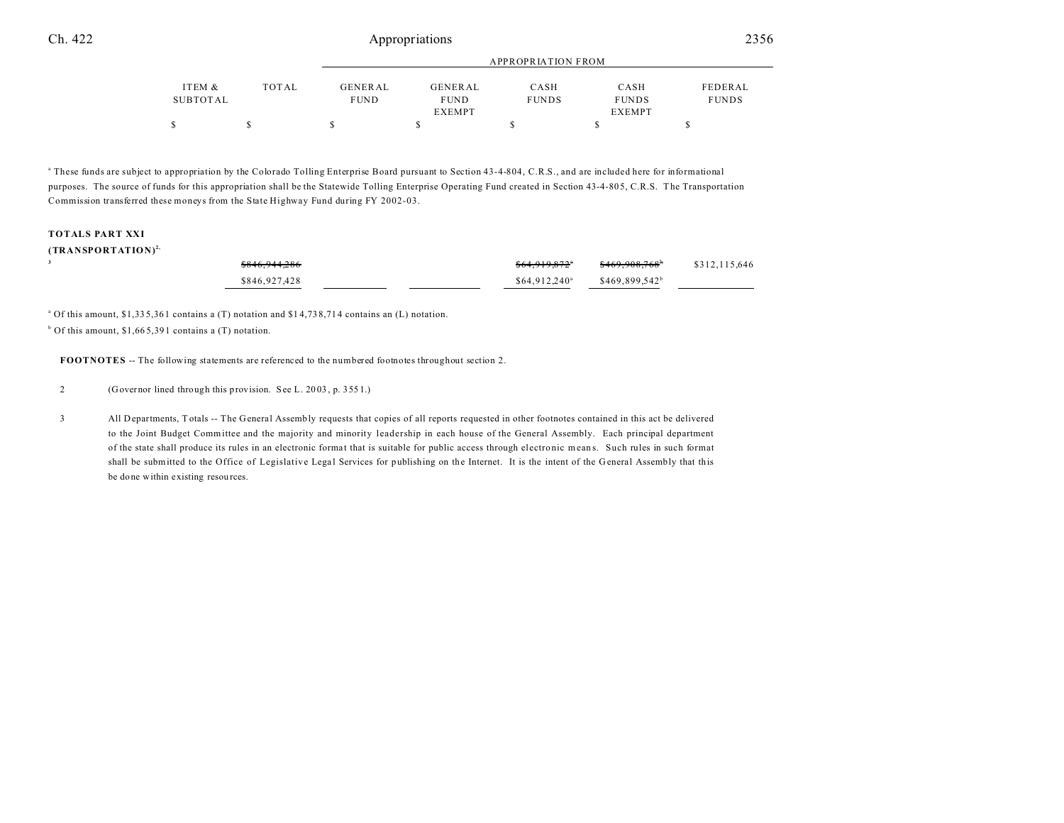| | ITEM & SUBTOTAL | TOTAL | GENERAL FUND | GENERAL FUND EXEMPT | CASH FUNDS | CASH FUNDS EXEMPT | FEDERAL FUNDS |
|---|---|---|---|---|---|---|---|
| | | | APPROPRIATION FROM | | | | |
| | $ | $ | $ | $ | $ | $ | $ |

[a] These funds are subject to appropriation by the Colorado Tolling Enterprise Board pursuant to Section 43-4-804, C.R.S., and are included here for informational purposes. The source of funds for this appropriation shall be the Statewide Tolling Enterprise Operating Fund created in Section 43-4-805, C.R.S. The Transportation Commission transferred these moneys from the State Highway Fund during FY 2002-03.

| | ITEM & SUBTOTAL | TOTAL | GENERAL FUND | GENERAL FUND EXEMPT | CASH FUNDS | CASH FUNDS EXEMPT | FEDERAL FUNDS |
|---|---|---|---|---|---|---|---|
| **TOTALS PART XXI (TRANSPORTATION)**[2, 3] | | ~~$846,944,286~~ | | | ~~$64,919,872~~[a] | ~~$469,908,768~~[b] | $312,115,646 |
| | | $846,927,428 | | | $64,912,240[a] | $469,899,542[b] | |

[a] Of this amount, $1,335,361 contains a (T) notation and $14,738,714 contains an (L) notation.

[b] Of this amount, $1,665,391 contains a (T) notation.

**FOOTNOTES** -- The following statements are referenced to the numbered footnotes throughout section 2.

2 (Governor lined through this provision. See L. 2003, p. 3551.)

3 All Departments, Totals -- The General Assembly requests that copies of all reports requested in other footnotes contained in this act be delivered to the Joint Budget Committee and the majority and minority leadership in each house of the General Assembly. Each principal department of the state shall produce its rules in an electronic format that is suitable for public access through electronic means. Such rules in such format shall be submitted to the Office of Legislative Legal Services for publishing on the Internet. It is the intent of the General Assembly that this be done within existing resources.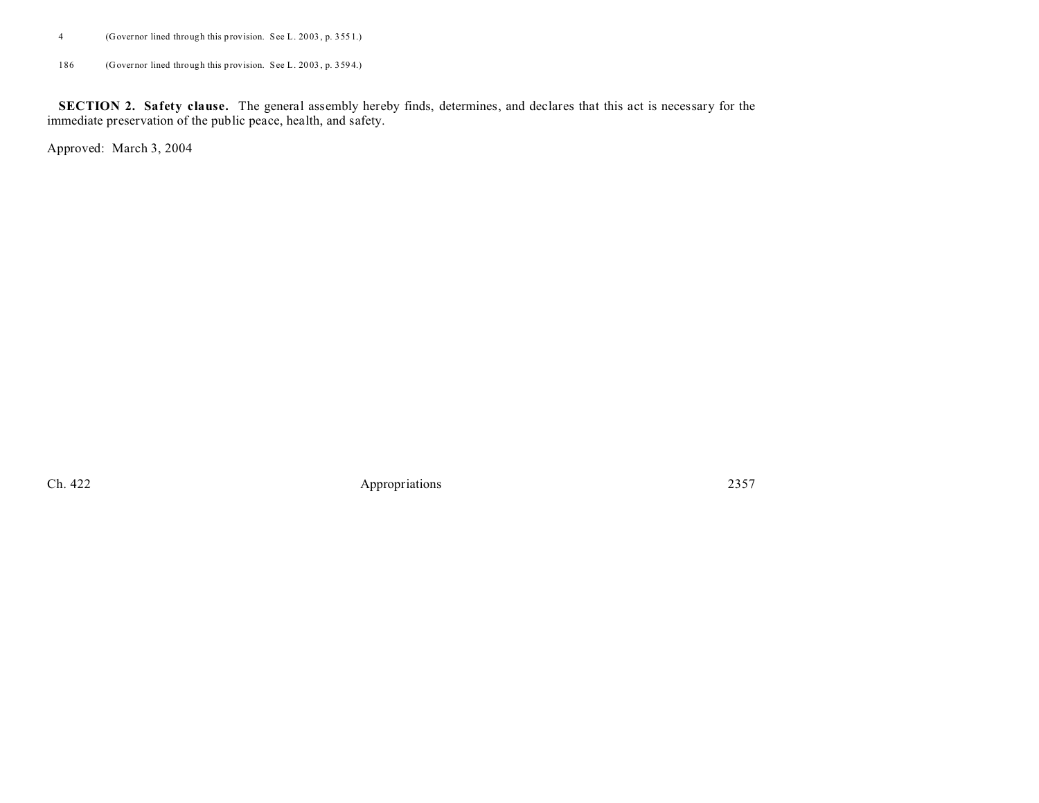4 (Governor lined through this provision. See L. 2003, p. 3551.)

186 (Governor lined through this provision. See L. 2003, p. 3594.)

**SECTION 2. Safety clause.** The general assembly hereby finds, determines, and declares that this act is necessary for the immediate preservation of the public peace, health, and safety.

Approved: March 3, 2004